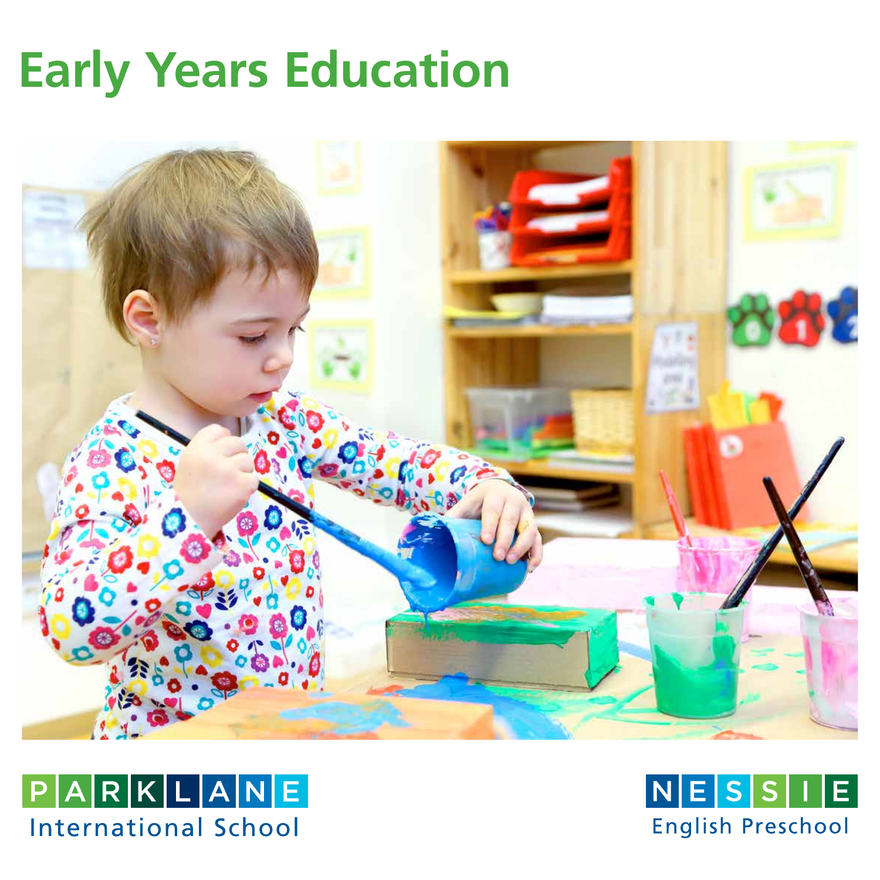# Early Years Education

PARKLANE
International School

NESSIE
English Preschool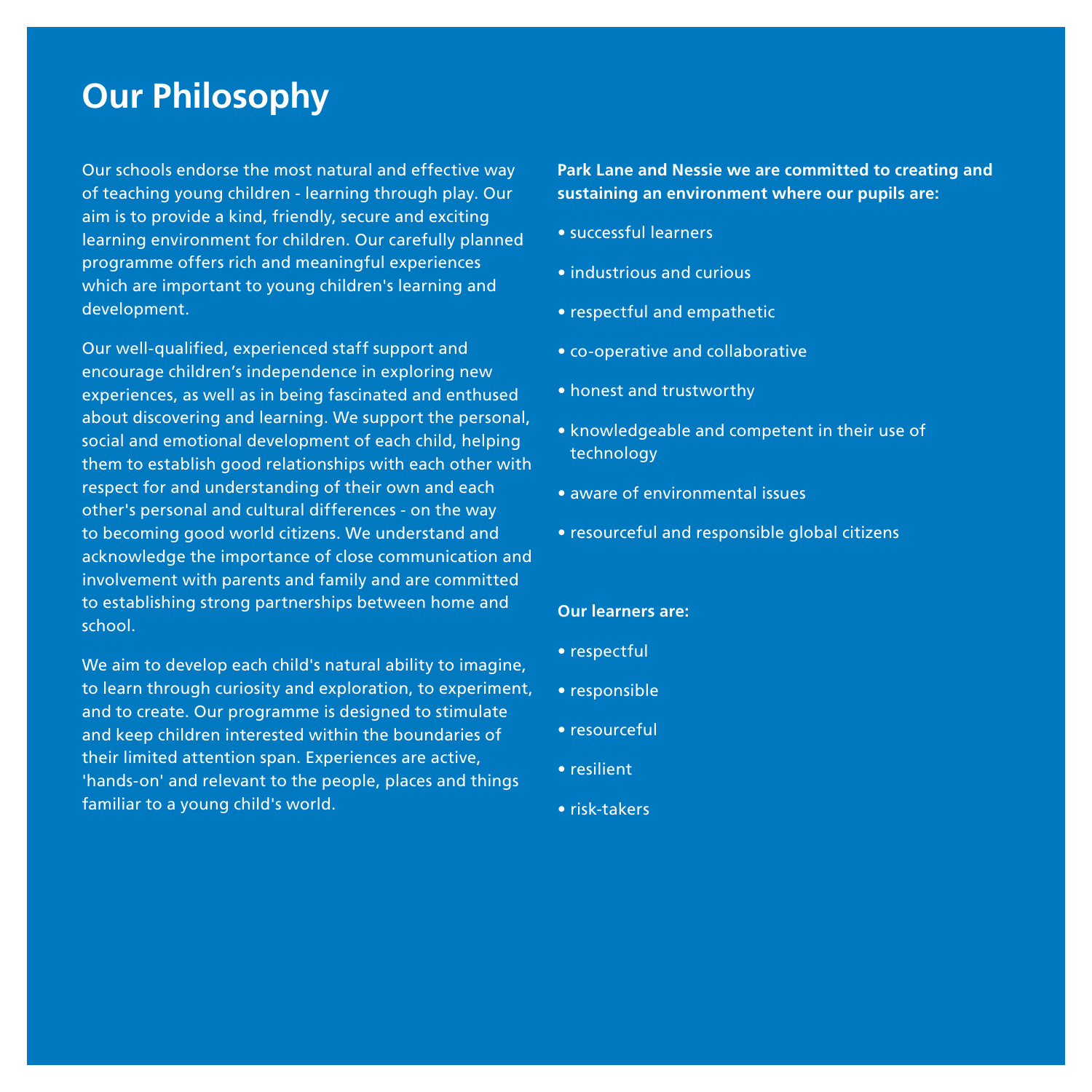# Our Philosophy

Our schools endorse the most natural and effective way of teaching young children - learning through play. Our aim is to provide a kind, friendly, secure and exciting learning environment for children. Our carefully planned programme offers rich and meaningful experiences which are important to young children's learning and development.

Our well-qualified, experienced staff support and encourage children's independence in exploring new experiences, as well as in being fascinated and enthused about discovering and learning. We support the personal, social and emotional development of each child, helping them to establish good relationships with each other with respect for and understanding of their own and each other's personal and cultural differences - on the way to becoming good world citizens. We understand and acknowledge the importance of close communication and involvement with parents and family and are committed to establishing strong partnerships between home and school.

We aim to develop each child's natural ability to imagine, to learn through curiosity and exploration, to experiment, and to create. Our programme is designed to stimulate and keep children interested within the boundaries of their limited attention span. Experiences are active, 'hands-on' and relevant to the people, places and things familiar to a young child's world.

**Park Lane and Nessie we are committed to creating and sustaining an environment where our pupils are:**

- successful learners
- industrious and curious
- respectful and empathetic
- co-operative and collaborative
- honest and trustworthy
- knowledgeable and competent in their use of technology
- aware of environmental issues
- resourceful and responsible global citizens

**Our learners are:**

- respectful
- responsible
- resourceful
- resilient
- risk-takers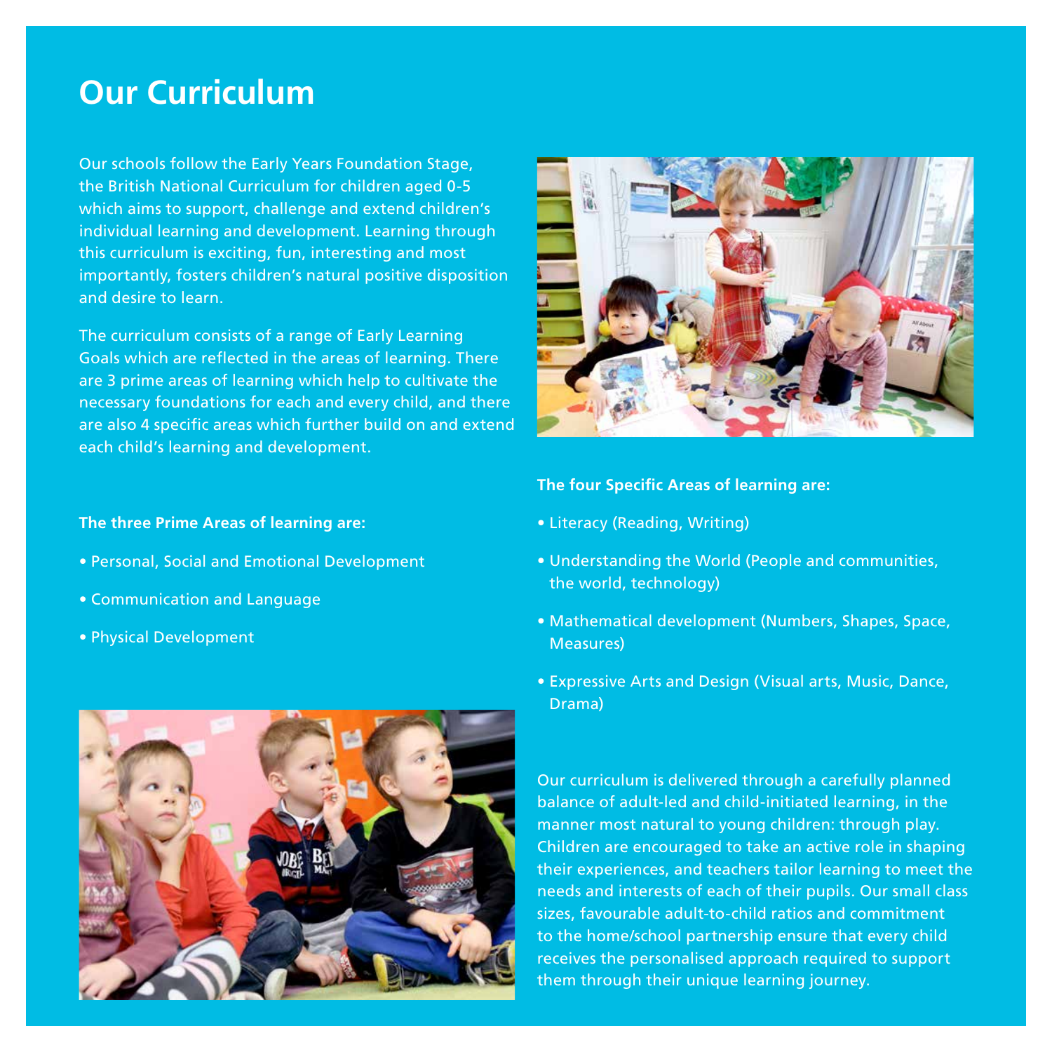# Our Curriculum

Our schools follow the Early Years Foundation Stage, the British National Curriculum for children aged 0-5 which aims to support, challenge and extend children's individual learning and development. Learning through this curriculum is exciting, fun, interesting and most importantly, fosters children's natural positive disposition and desire to learn.

The curriculum consists of a range of Early Learning Goals which are reflected in the areas of learning. There are 3 prime areas of learning which help to cultivate the necessary foundations for each and every child, and there are also 4 specific areas which further build on and extend each child's learning and development.

**The three Prime Areas of learning are:**

- Personal, Social and Emotional Development
- Communication and Language
- Physical Development

**The four Specific Areas of learning are:**

- Literacy (Reading, Writing)
- Understanding the World (People and communities, the world, technology)
- Mathematical development (Numbers, Shapes, Space, Measures)
- Expressive Arts and Design (Visual arts, Music, Dance, Drama)

Our curriculum is delivered through a carefully planned balance of adult-led and child-initiated learning, in the manner most natural to young children: through play. Children are encouraged to take an active role in shaping their experiences, and teachers tailor learning to meet the needs and interests of each of their pupils. Our small class sizes, favourable adult-to-child ratios and commitment to the home/school partnership ensure that every child receives the personalised approach required to support them through their unique learning journey.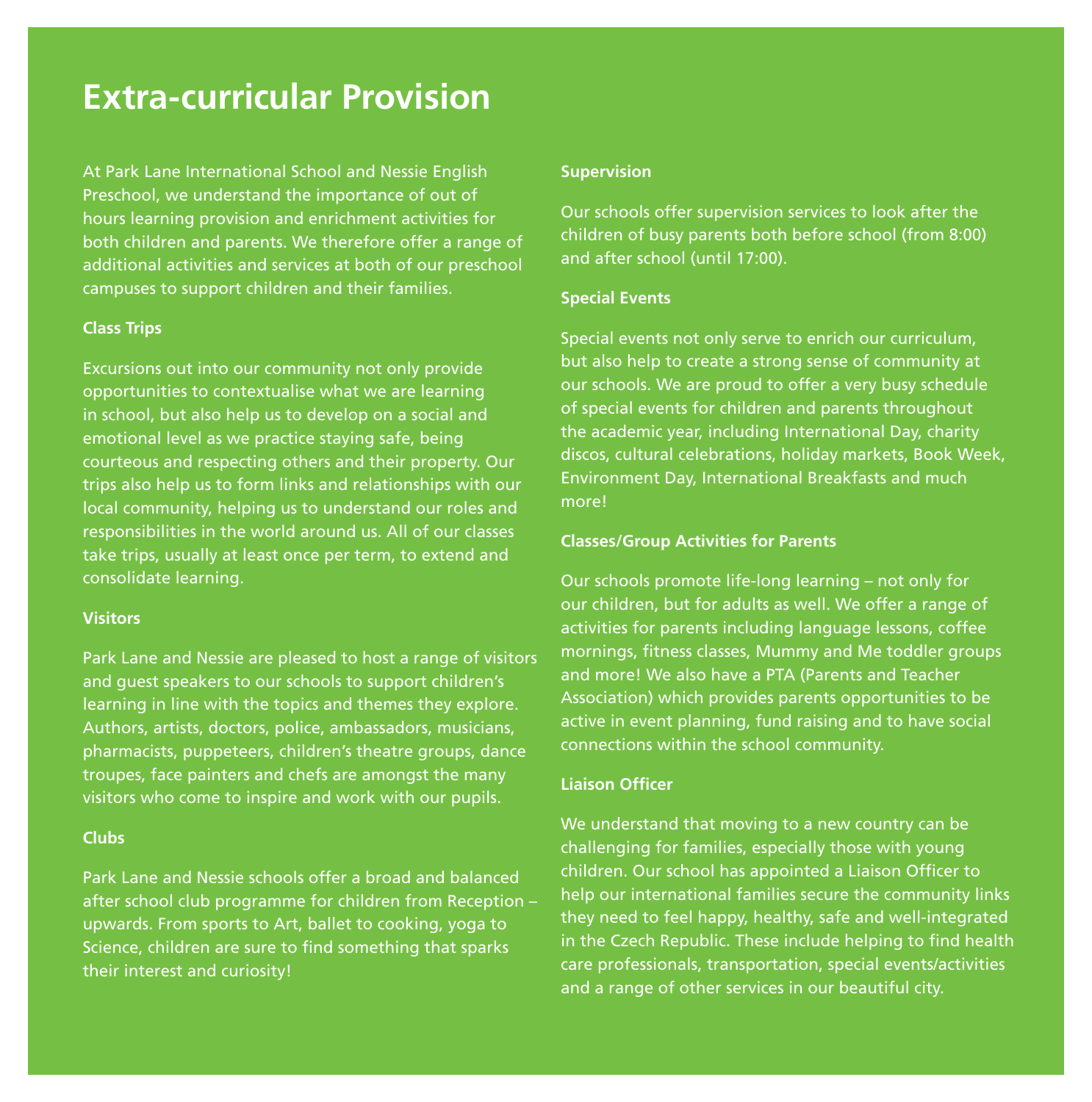# Extra-curricular Provision

At Park Lane International School and Nessie English Preschool, we understand the importance of out of hours learning provision and enrichment activities for both children and parents. We therefore offer a range of additional activities and services at both of our preschool campuses to support children and their families.

**Class Trips**

Excursions out into our community not only provide opportunities to contextualise what we are learning in school, but also help us to develop on a social and emotional level as we practice staying safe, being courteous and respecting others and their property. Our trips also help us to form links and relationships with our local community, helping us to understand our roles and responsibilities in the world around us. All of our classes take trips, usually at least once per term, to extend and consolidate learning.

**Visitors**

Park Lane and Nessie are pleased to host a range of visitors and guest speakers to our schools to support children's learning in line with the topics and themes they explore. Authors, artists, doctors, police, ambassadors, musicians, pharmacists, puppeteers, children's theatre groups, dance troupes, face painters and chefs are amongst the many visitors who come to inspire and work with our pupils.

**Clubs**

Park Lane and Nessie schools offer a broad and balanced after school club programme for children from Reception – upwards. From sports to Art, ballet to cooking, yoga to Science, children are sure to find something that sparks their interest and curiosity!

**Supervision**

Our schools offer supervision services to look after the children of busy parents both before school (from 8:00) and after school (until 17:00).

**Special Events**

Special events not only serve to enrich our curriculum, but also help to create a strong sense of community at our schools. We are proud to offer a very busy schedule of special events for children and parents throughout the academic year, including International Day, charity discos, cultural celebrations, holiday markets, Book Week, Environment Day, International Breakfasts and much more!

**Classes/Group Activities for Parents**

Our schools promote life-long learning – not only for our children, but for adults as well. We offer a range of activities for parents including language lessons, coffee mornings, fitness classes, Mummy and Me toddler groups and more! We also have a PTA (Parents and Teacher Association) which provides parents opportunities to be active in event planning, fund raising and to have social connections within the school community.

**Liaison Officer**

We understand that moving to a new country can be challenging for families, especially those with young children. Our school has appointed a Liaison Officer to help our international families secure the community links they need to feel happy, healthy, safe and well-integrated in the Czech Republic. These include helping to find health care professionals, transportation, special events/activities and a range of other services in our beautiful city.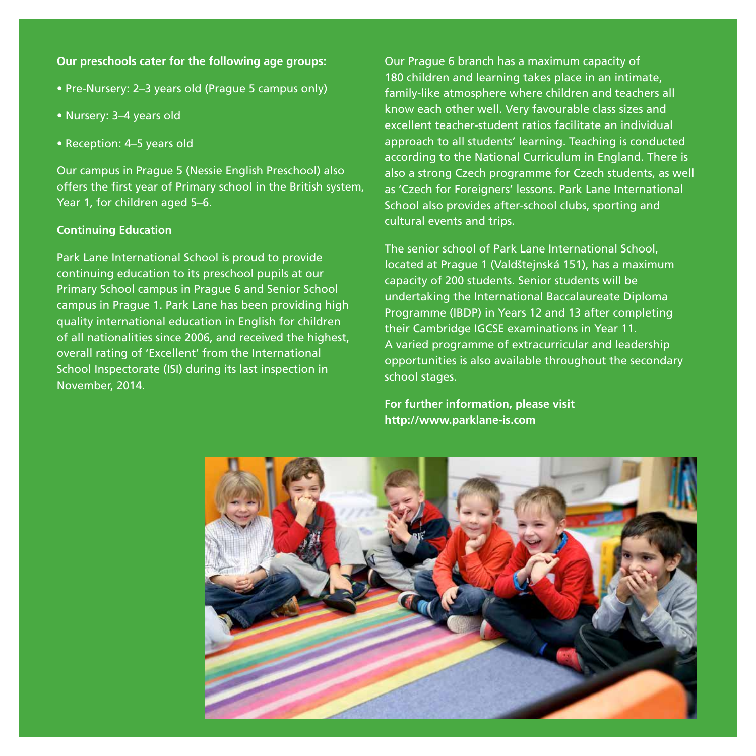**Our preschools cater for the following age groups:**

- Pre-Nursery: 2–3 years old (Prague 5 campus only)
- Nursery: 3–4 years old
- Reception: 4–5 years old

Our campus in Prague 5 (Nessie English Preschool) also offers the first year of Primary school in the British system, Year 1, for children aged 5–6.

**Continuing Education**

Park Lane International School is proud to provide continuing education to its preschool pupils at our Primary School campus in Prague 6 and Senior School campus in Prague 1. Park Lane has been providing high quality international education in English for children of all nationalities since 2006, and received the highest, overall rating of 'Excellent' from the International School Inspectorate (ISI) during its last inspection in November, 2014.

Our Prague 6 branch has a maximum capacity of 180 children and learning takes place in an intimate, family-like atmosphere where children and teachers all know each other well. Very favourable class sizes and excellent teacher-student ratios facilitate an individual approach to all students' learning. Teaching is conducted according to the National Curriculum in England. There is also a strong Czech programme for Czech students, as well as 'Czech for Foreigners' lessons. Park Lane International School also provides after-school clubs, sporting and cultural events and trips.

The senior school of Park Lane International School, located at Prague 1 (Valdštejnská 151), has a maximum capacity of 200 students. Senior students will be undertaking the International Baccalaureate Diploma Programme (IBDP) in Years 12 and 13 after completing their Cambridge IGCSE examinations in Year 11. A varied programme of extracurricular and leadership opportunities is also available throughout the secondary school stages.

**For further information, please visit http://www.parklane-is.com**